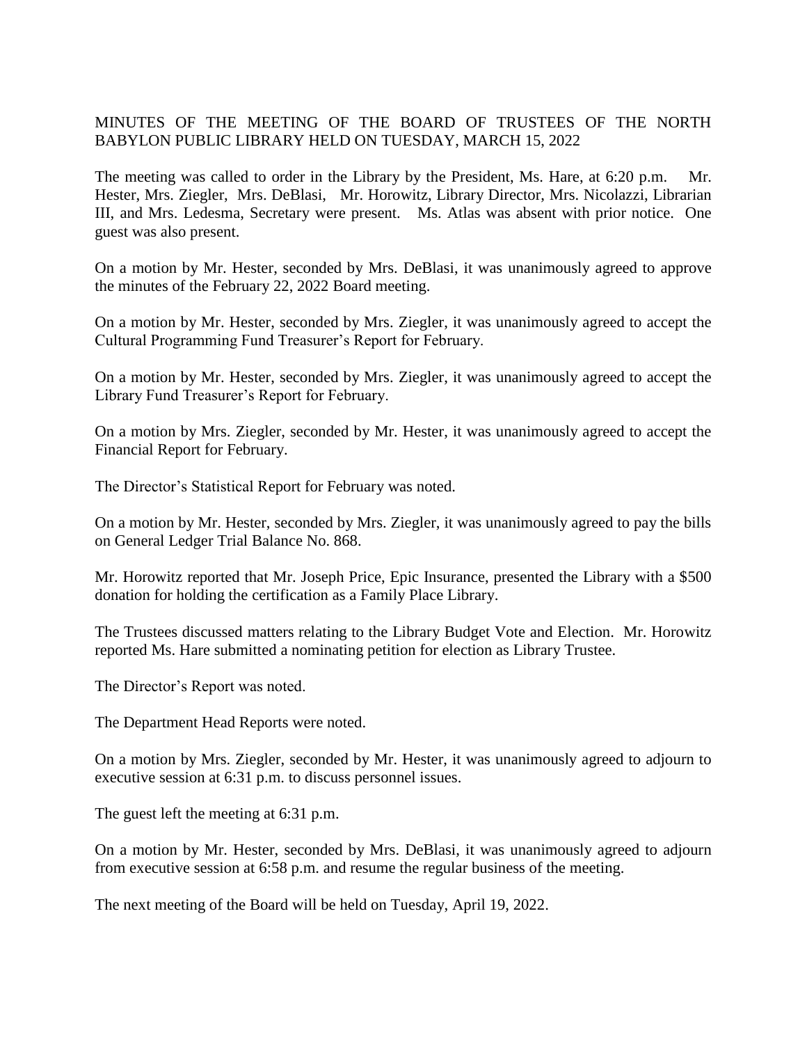MINUTES OF THE MEETING OF THE BOARD OF TRUSTEES OF THE NORTH BABYLON PUBLIC LIBRARY HELD ON TUESDAY, MARCH 15, 2022

The meeting was called to order in the Library by the President, Ms. Hare, at 6:20 p.m. Mr. Hester, Mrs. Ziegler, Mrs. DeBlasi, Mr. Horowitz, Library Director, Mrs. Nicolazzi, Librarian III, and Mrs. Ledesma, Secretary were present. Ms. Atlas was absent with prior notice. One guest was also present.

On a motion by Mr. Hester, seconded by Mrs. DeBlasi, it was unanimously agreed to approve the minutes of the February 22, 2022 Board meeting.

On a motion by Mr. Hester, seconded by Mrs. Ziegler, it was unanimously agreed to accept the Cultural Programming Fund Treasurer's Report for February.

On a motion by Mr. Hester, seconded by Mrs. Ziegler, it was unanimously agreed to accept the Library Fund Treasurer's Report for February.

On a motion by Mrs. Ziegler, seconded by Mr. Hester, it was unanimously agreed to accept the Financial Report for February.

The Director's Statistical Report for February was noted.

On a motion by Mr. Hester, seconded by Mrs. Ziegler, it was unanimously agreed to pay the bills on General Ledger Trial Balance No. 868.

Mr. Horowitz reported that Mr. Joseph Price, Epic Insurance, presented the Library with a $500 donation for holding the certification as a Family Place Library.

The Trustees discussed matters relating to the Library Budget Vote and Election. Mr. Horowitz reported Ms. Hare submitted a nominating petition for election as Library Trustee.

The Director's Report was noted.

The Department Head Reports were noted.

On a motion by Mrs. Ziegler, seconded by Mr. Hester, it was unanimously agreed to adjourn to executive session at 6:31 p.m. to discuss personnel issues.

The guest left the meeting at 6:31 p.m.

On a motion by Mr. Hester, seconded by Mrs. DeBlasi, it was unanimously agreed to adjourn from executive session at 6:58 p.m. and resume the regular business of the meeting.

The next meeting of the Board will be held on Tuesday, April 19, 2022.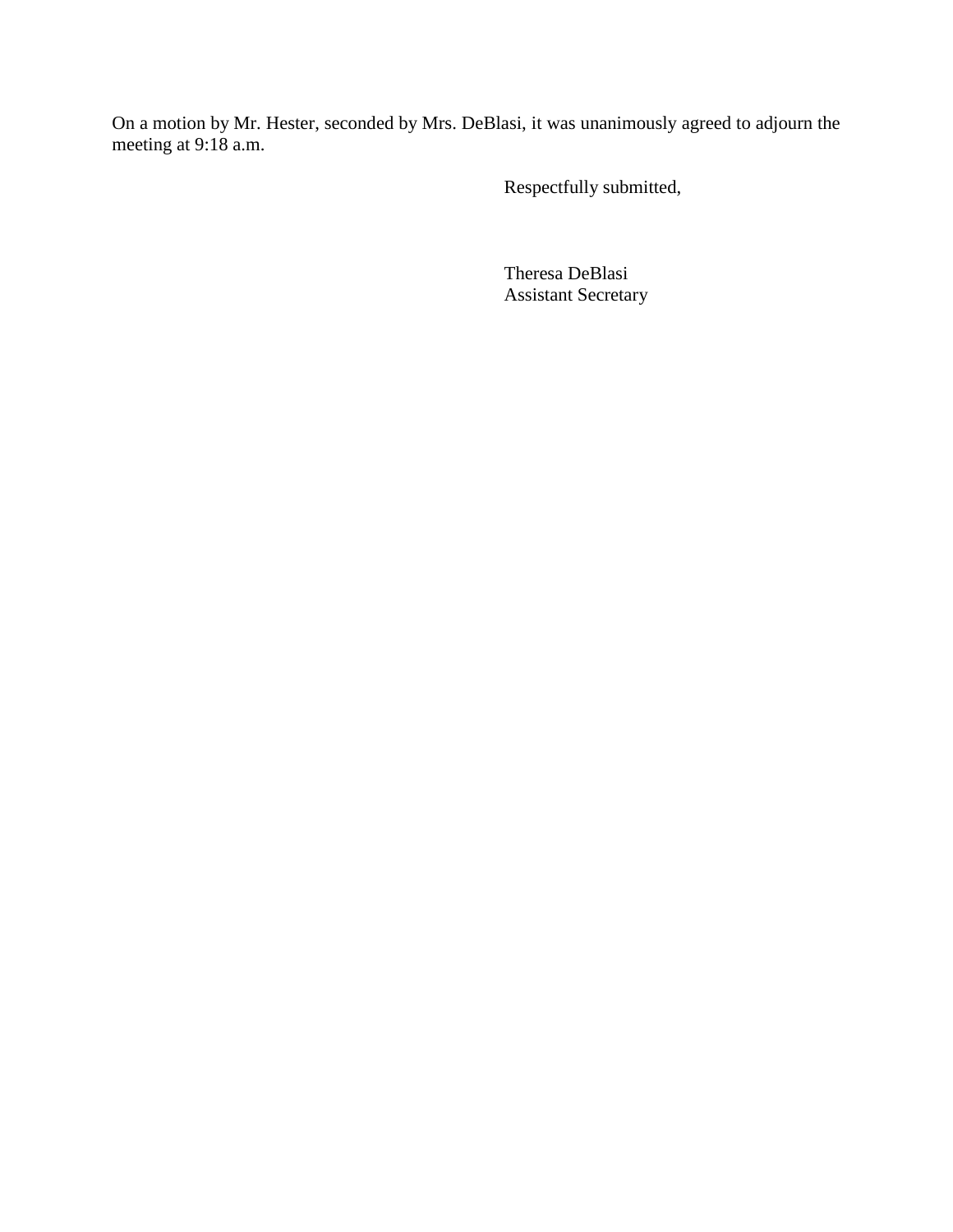On a motion by Mr. Hester, seconded by Mrs. DeBlasi, it was unanimously agreed to adjourn the meeting at 9:18 a.m.

Respectfully submitted,

Theresa DeBlasi
Assistant Secretary